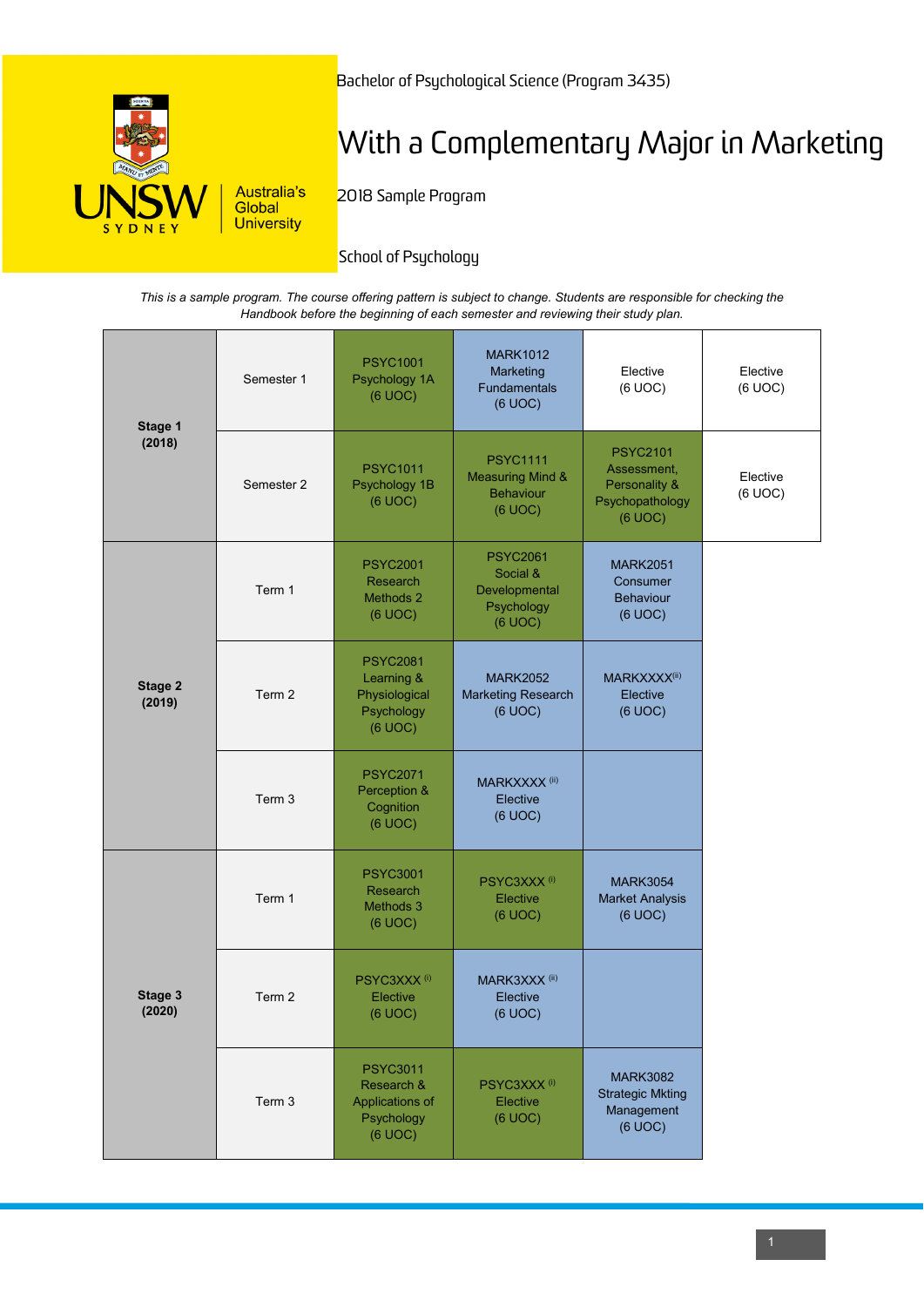Bachelor of Psychological Science (Program 3435)

# With a Complementary Major in Marketing

2018 Sample Program

School of Psychology

*This is a sample program. The course offering pattern is subject to change. Students are responsible for checking the Handbook before the beginning of each semester and reviewing their study plan.*

| | | | | | |
|---|---|---|---|---|---|
| **Stage 1 (2018)** | Semester 1 | PSYC1001 Psychology 1A (6 UOC) | MARK1012 Marketing Fundamentals (6 UOC) | Elective (6 UOC) | Elective (6 UOC) |
| | Semester 2 | PSYC1011 Psychology 1B (6 UOC) | PSYC1111 Measuring Mind & Behaviour (6 UOC) | PSYC2101 Assessment, Personality & Psychopathology (6 UOC) | Elective (6 UOC) |
| **Stage 2 (2019)** | Term 1 | PSYC2001 Research Methods 2 (6 UOC) | PSYC2061 Social & Developmental Psychology (6 UOC) | MARK2051 Consumer Behaviour (6 UOC) | |
| | Term 2 | PSYC2081 Learning & Physiological Psychology (6 UOC) | MARK2052 Marketing Research (6 UOC) | MARKXXXX[ii] Elective (6 UOC) | |
| | Term 3 | PSYC2071 Perception & Cognition (6 UOC) | MARKXXXX [ii] Elective (6 UOC) | | |
| **Stage 3 (2020)** | Term 1 | PSYC3001 Research Methods 3 (6 UOC) | PSYC3XXX [i] Elective (6 UOC) | MARK3054 Market Analysis (6 UOC) | |
| | Term 2 | PSYC3XXX [i] Elective (6 UOC) | MARK3XXX [ii] Elective (6 UOC) | | |
| | Term 3 | PSYC3011 Research & Applications of Psychology (6 UOC) | PSYC3XXX [i] Elective (6 UOC) | MARK3082 Strategic Mkting Management (6 UOC) | |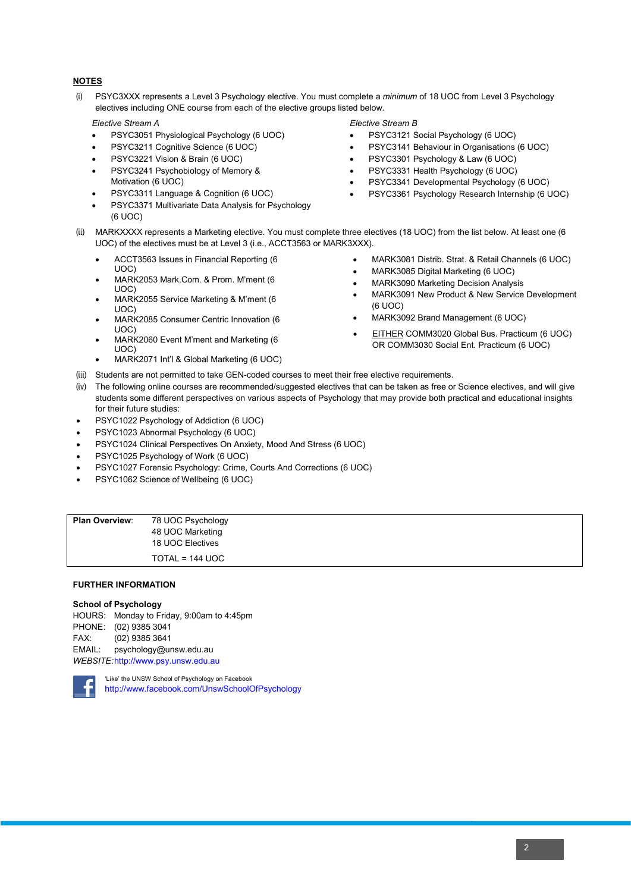**NOTES**

(i) PSYC3XXX represents a Level 3 Psychology elective. You must complete a *minimum* of 18 UOC from Level 3 Psychology electives including ONE course from each of the elective groups listed below.

*Elective Stream A*

- PSYC3051 Physiological Psychology (6 UOC)
- PSYC3211 Cognitive Science (6 UOC)
- PSYC3221 Vision & Brain (6 UOC)
- PSYC3241 Psychobiology of Memory & Motivation (6 UOC)
- PSYC3311 Language & Cognition (6 UOC)
- PSYC3371 Multivariate Data Analysis for Psychology (6 UOC)

*Elective Stream B*

- PSYC3121 Social Psychology (6 UOC)
- PSYC3141 Behaviour in Organisations (6 UOC)
- PSYC3301 Psychology & Law (6 UOC)
- PSYC3331 Health Psychology (6 UOC)
- PSYC3341 Developmental Psychology (6 UOC)
- PSYC3361 Psychology Research Internship (6 UOC)

(ii) MARKXXXX represents a Marketing elective. You must complete three electives (18 UOC) from the list below. At least one (6 UOC) of the electives must be at Level 3 (i.e., ACCT3563 or MARK3XXX).

- ACCT3563 Issues in Financial Reporting (6 UOC)
- MARK2053 Mark.Com. & Prom. M'ment (6 UOC)
- MARK2055 Service Marketing & M'ment (6 UOC)
- MARK2085 Consumer Centric Innovation (6 UOC)
- MARK2060 Event M'ment and Marketing (6 UOC)
- MARK2071 Int'l & Global Marketing (6 UOC)
- MARK3081 Distrib. Strat. & Retail Channels (6 UOC)
- MARK3085 Digital Marketing (6 UOC)
- MARK3090 Marketing Decision Analysis
- MARK3091 New Product & New Service Development (6 UOC)
- MARK3092 Brand Management (6 UOC)
- <u>EITHER</u> COMM3020 Global Bus. Practicum (6 UOC) OR COMM3030 Social Ent. Practicum (6 UOC)

(iii) Students are not permitted to take GEN-coded courses to meet their free elective requirements.

(iv) The following online courses are recommended/suggested electives that can be taken as free or Science electives, and will give students some different perspectives on various aspects of Psychology that may provide both practical and educational insights for their future studies:

- PSYC1022 Psychology of Addiction (6 UOC)
- PSYC1023 Abnormal Psychology (6 UOC)
- PSYC1024 Clinical Perspectives On Anxiety, Mood And Stress (6 UOC)
- PSYC1025 Psychology of Work (6 UOC)
- PSYC1027 Forensic Psychology: Crime, Courts And Corrections (6 UOC)
- PSYC1062 Science of Wellbeing (6 UOC)

| | |
|---|---|
| **Plan Overview**: | 78 UOC Psychology<br>48 UOC Marketing<br>18 UOC Electives<br>TOTAL = 144 UOC |

**FURTHER INFORMATION**

**School of Psychology**
HOURS: Monday to Friday, 9:00am to 4:45pm
PHONE: (02) 9385 3041
FAX: (02) 9385 3641
EMAIL: psychology@unsw.edu.au
*WEBSITE:* http://www.psy.unsw.edu.au

'Like' the UNSW School of Psychology on Facebook
http://www.facebook.com/UnswSchoolOfPsychology